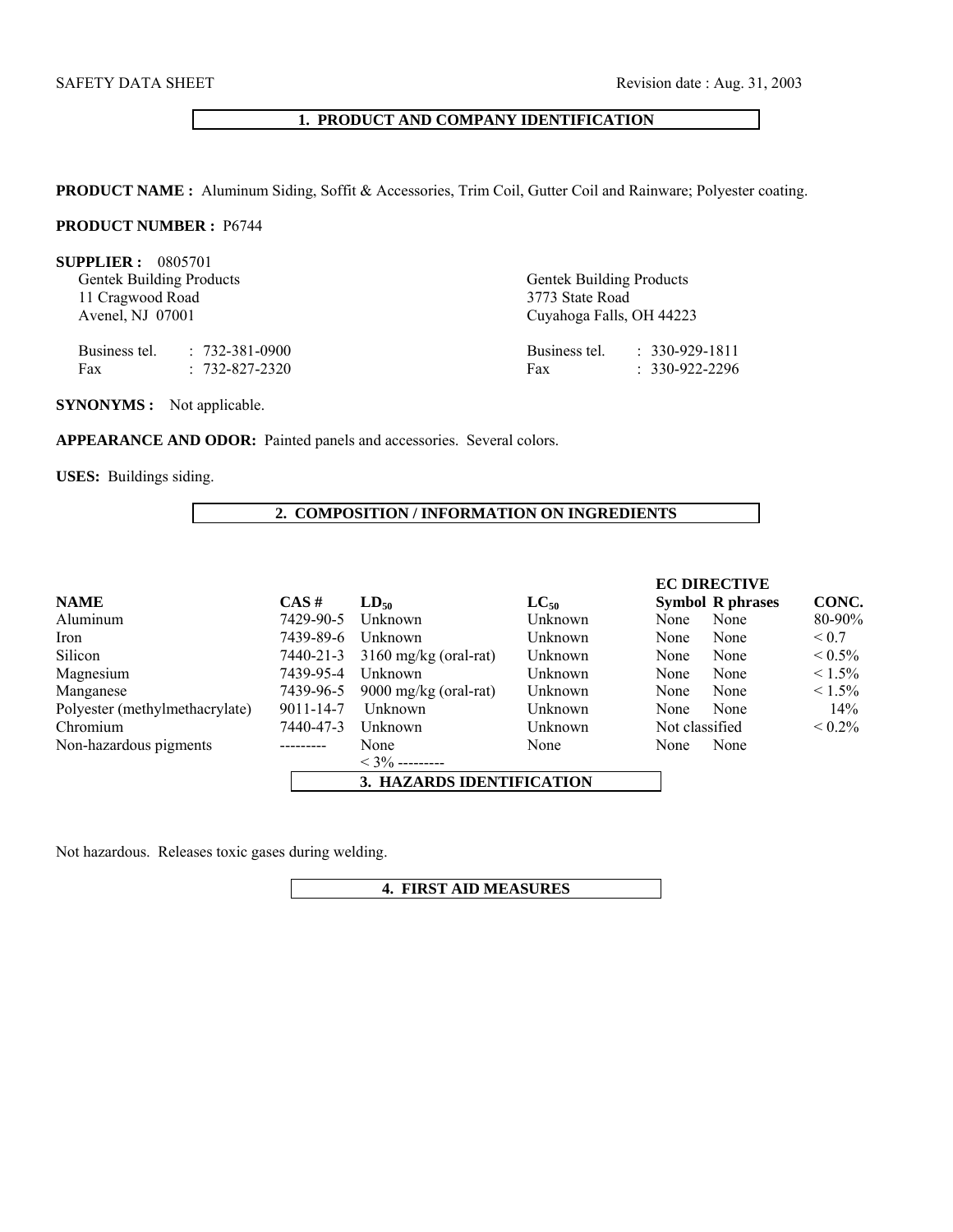SAFETY DATA SHEET Revision date : Aug. 31, 2003

## 1. PRODUCT AND COMPANY IDENTIFICATION

**PRODUCT NAME :** Aluminum Siding, Soffit & Accessories, Trim Coil, Gutter Coil and Rainware; Polyester coating.

**PRODUCT NUMBER :** P6744

**SUPPLIER :** 0805701

Gentek Building Products
11 Cragwood Road
Avenel, NJ 07001

Business tel. : 732-381-0900
Fax : 732-827-2320

Gentek Building Products
3773 State Road
Cuyahoga Falls, OH 44223

Business tel. : 330-929-1811
Fax : 330-922-2296

**SYNONYMS :** Not applicable.

**APPEARANCE AND ODOR:** Painted panels and accessories. Several colors.

**USES:** Buildings siding.

## 2. COMPOSITION / INFORMATION ON INGREDIENTS

| NAME | CAS # | $LD_{50}$ | $LC_{50}$ | EC DIRECTIVE Symbol | R phrases | CONC. |
|---|---|---|---|---|---|---|
| Aluminum | 7429-90-5 | Unknown | Unknown | None | None | 80-90% |
| Iron | 7439-89-6 | Unknown | Unknown | None | None | < 0.7 |
| Silicon | 7440-21-3 | 3160 mg/kg (oral-rat) | Unknown | None | None | < 0.5% |
| Magnesium | 7439-95-4 | Unknown | Unknown | None | None | < 1.5% |
| Manganese | 7439-96-5 | 9000 mg/kg (oral-rat) | Unknown | None | None | < 1.5% |
| Polyester (methylmethacrylate) | 9011-14-7 | Unknown | Unknown | None | None | 14% |
| Chromium | 7440-47-3 | Unknown | Unknown | Not classified | | < 0.2% |
| Non-hazardous pigments | --------- | None | None | None | None | |
| | | < 3% --------- | | | | |

## 3. HAZARDS IDENTIFICATION

Not hazardous. Releases toxic gases during welding.

## 4. FIRST AID MEASURES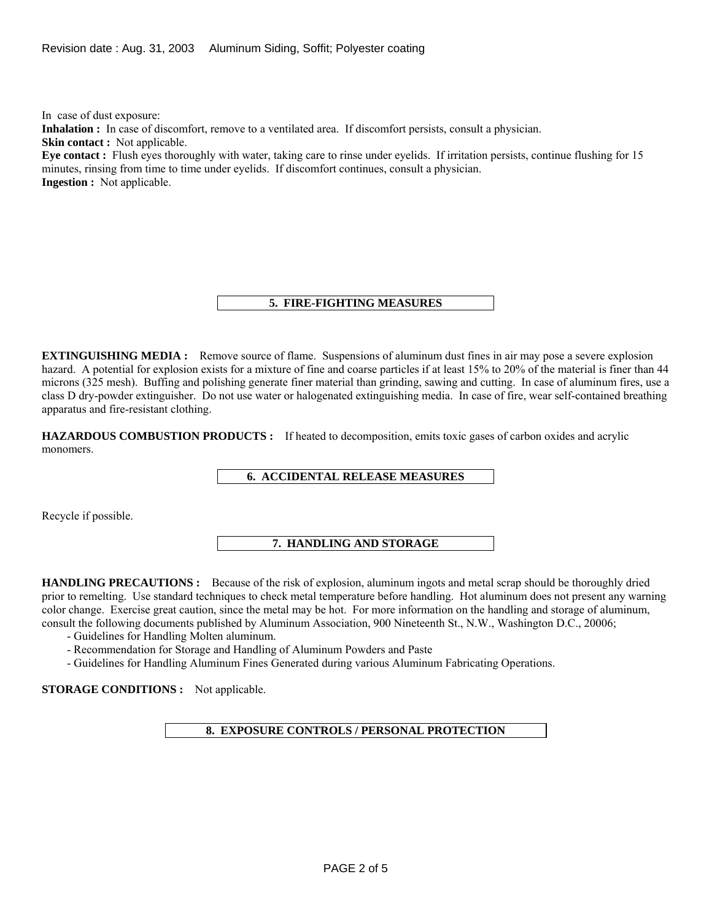In case of dust exposure:

**Inhalation :** In case of discomfort, remove to a ventilated area. If discomfort persists, consult a physician.
**Skin contact :** Not applicable.
**Eye contact :** Flush eyes thoroughly with water, taking care to rinse under eyelids. If irritation persists, continue flushing for 15 minutes, rinsing from time to time under eyelids. If discomfort continues, consult a physician.
**Ingestion :** Not applicable.

## 5. FIRE-FIGHTING MEASURES

**EXTINGUISHING MEDIA :** Remove source of flame. Suspensions of aluminum dust fines in air may pose a severe explosion hazard. A potential for explosion exists for a mixture of fine and coarse particles if at least 15% to 20% of the material is finer than 44 microns (325 mesh). Buffing and polishing generate finer material than grinding, sawing and cutting. In case of aluminum fires, use a class D dry-powder extinguisher. Do not use water or halogenated extinguishing media. In case of fire, wear self-contained breathing apparatus and fire-resistant clothing.

**HAZARDOUS COMBUSTION PRODUCTS :** If heated to decomposition, emits toxic gases of carbon oxides and acrylic monomers.

## 6. ACCIDENTAL RELEASE MEASURES

Recycle if possible.

## 7. HANDLING AND STORAGE

**HANDLING PRECAUTIONS :** Because of the risk of explosion, aluminum ingots and metal scrap should be thoroughly dried prior to remelting. Use standard techniques to check metal temperature before handling. Hot aluminum does not present any warning color change. Exercise great caution, since the metal may be hot. For more information on the handling and storage of aluminum, consult the following documents published by Aluminum Association, 900 Nineteenth St., N.W., Washington D.C., 20006;

- Guidelines for Handling Molten aluminum.
- Recommendation for Storage and Handling of Aluminum Powders and Paste
- Guidelines for Handling Aluminum Fines Generated during various Aluminum Fabricating Operations.

**STORAGE CONDITIONS :** Not applicable.

## 8. EXPOSURE CONTROLS / PERSONAL PROTECTION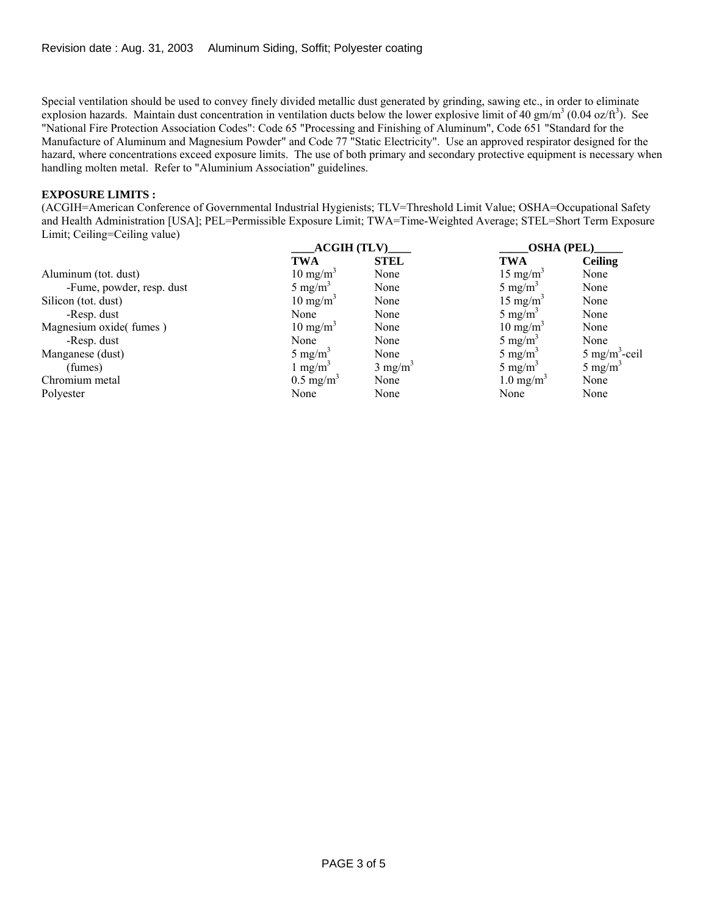Special ventilation should be used to convey finely divided metallic dust generated by grinding, sawing etc., in order to eliminate explosion hazards. Maintain dust concentration in ventilation ducts below the lower explosive limit of 40 gm/m$^3$ (0.04 oz/ft$^3$). See "National Fire Protection Association Codes": Code 65 "Processing and Finishing of Aluminum", Code 651 "Standard for the Manufacture of Aluminum and Magnesium Powder" and Code 77 "Static Electricity". Use an approved respirator designed for the hazard, where concentrations exceed exposure limits. The use of both primary and secondary protective equipment is necessary when handling molten metal. Refer to "Aluminium Association" guidelines.

**EXPOSURE LIMITS :**

(ACGIH=American Conference of Governmental Industrial Hygienists; TLV=Threshold Limit Value; OSHA=Occupational Safety and Health Administration [USA]; PEL=Permissible Exposure Limit; TWA=Time-Weighted Average; STEL=Short Term Exposure Limit; Ceiling=Ceiling value)

| | **ACGIH (TLV)** | | **OSHA (PEL)** | |
|---|---|---|---|---|
| | **TWA** | **STEL** | **TWA** | **Ceiling** |
| Aluminum (tot. dust) | 10 mg/m$^3$ | None | 15 mg/m$^3$ | None |
| -Fume, powder, resp. dust | 5 mg/m$^3$ | None | 5 mg/m$^3$ | None |
| Silicon (tot. dust) | 10 mg/m$^3$ | None | 15 mg/m$^3$ | None |
| -Resp. dust | None | None | 5 mg/m$^3$ | None |
| Magnesium oxide( fumes ) | 10 mg/m$^3$ | None | 10 mg/m$^3$ | None |
| -Resp. dust | None | None | 5 mg/m$^3$ | None |
| Manganese (dust) | 5 mg/m$^3$ | None | 5 mg/m$^3$ | 5 mg/m$^3$-ceil |
| (fumes) | 1 mg/m$^3$ | 3 mg/m$^3$ | 5 mg/m$^3$ | 5 mg/m$^3$ |
| Chromium metal | 0.5 mg/m$^3$ | None | 1.0 mg/m$^3$ | None |
| Polyester | None | None | None | None |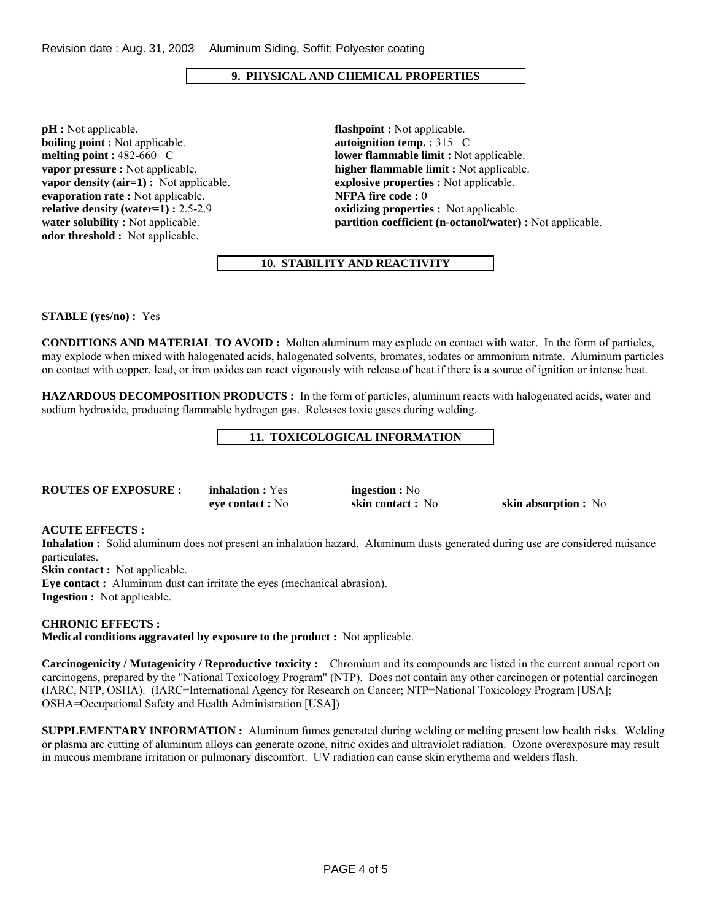## 9. PHYSICAL AND CHEMICAL PROPERTIES

**pH :** Not applicable.
**boiling point :** Not applicable.
**melting point :** 482-660 C
**vapor pressure :** Not applicable.
**vapor density (air=1) :** Not applicable.
**evaporation rate :** Not applicable.
**relative density (water=1) :** 2.5-2.9
**water solubility :** Not applicable.
**odor threshold :** Not applicable.

**flashpoint :** Not applicable.
**autoignition temp. :** 315 C
**lower flammable limit :** Not applicable.
**higher flammable limit :** Not applicable.
**explosive properties :** Not applicable.
**NFPA fire code :** 0
**oxidizing properties :** Not applicable.
**partition coefficient (n-octanol/water) :** Not applicable.

## 10. STABILITY AND REACTIVITY

**STABLE (yes/no) :** Yes

**CONDITIONS AND MATERIAL TO AVOID :** Molten aluminum may explode on contact with water. In the form of particles, may explode when mixed with halogenated acids, halogenated solvents, bromates, iodates or ammonium nitrate. Aluminum particles on contact with copper, lead, or iron oxides can react vigorously with release of heat if there is a source of ignition or intense heat.

**HAZARDOUS DECOMPOSITION PRODUCTS :** In the form of particles, aluminum reacts with halogenated acids, water and sodium hydroxide, producing flammable hydrogen gas. Releases toxic gases during welding.

## 11. TOXICOLOGICAL INFORMATION

| **ROUTES OF EXPOSURE :** | **inhalation :** Yes | **ingestion :** No | |
|---|---|---|---|
| | **eye contact :** No | **skin contact :** No | **skin absorption :** No |

**ACUTE EFFECTS :**
**Inhalation :** Solid aluminum does not present an inhalation hazard. Aluminum dusts generated during use are considered nuisance particulates.
**Skin contact :** Not applicable.
**Eye contact :** Aluminum dust can irritate the eyes (mechanical abrasion).
**Ingestion :** Not applicable.

**CHRONIC EFFECTS :**
**Medical conditions aggravated by exposure to the product :** Not applicable.

**Carcinogenicity / Mutagenicity / Reproductive toxicity :** Chromium and its compounds are listed in the current annual report on carcinogens, prepared by the "National Toxicology Program" (NTP). Does not contain any other carcinogen or potential carcinogen (IARC, NTP, OSHA). (IARC=International Agency for Research on Cancer; NTP=National Toxicology Program [USA]; OSHA=Occupational Safety and Health Administration [USA])

**SUPPLEMENTARY INFORMATION :** Aluminum fumes generated during welding or melting present low health risks. Welding or plasma arc cutting of aluminum alloys can generate ozone, nitric oxides and ultraviolet radiation. Ozone overexposure may result in mucous membrane irritation or pulmonary discomfort. UV radiation can cause skin erythema and welders flash.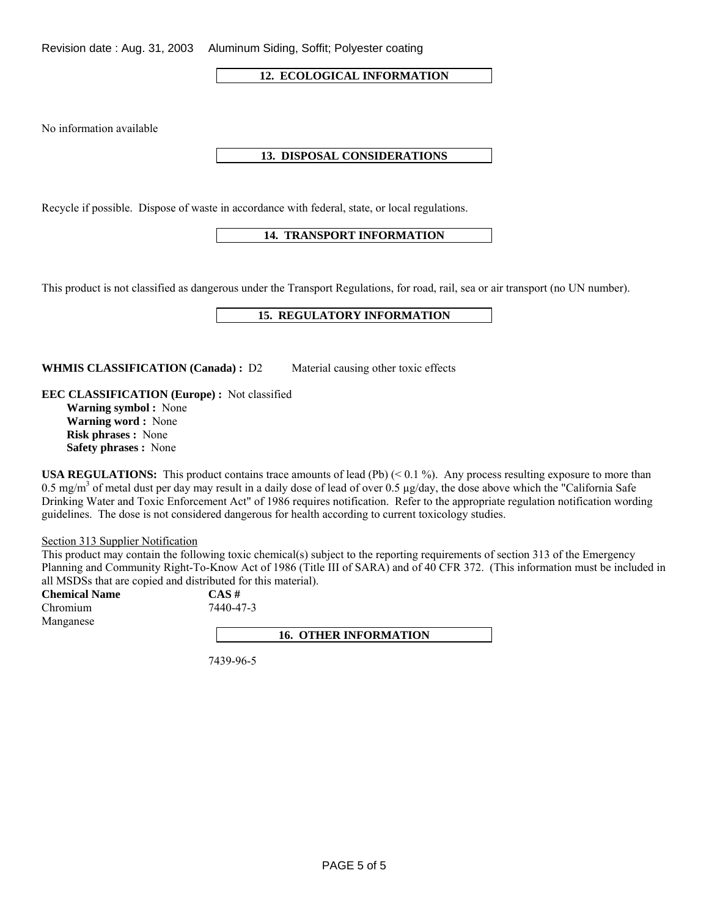## 12. ECOLOGICAL INFORMATION

No information available

## 13. DISPOSAL CONSIDERATIONS

Recycle if possible. Dispose of waste in accordance with federal, state, or local regulations.

## 14. TRANSPORT INFORMATION

This product is not classified as dangerous under the Transport Regulations, for road, rail, sea or air transport (no UN number).

## 15. REGULATORY INFORMATION

**WHMIS CLASSIFICATION (Canada) :** D2 Material causing other toxic effects

**EEC CLASSIFICATION (Europe) :** Not classified
- **Warning symbol :** None
- **Warning word :** None
- **Risk phrases :** None
- **Safety phrases :** None

**USA REGULATIONS:** This product contains trace amounts of lead (Pb) (< 0.1 %). Any process resulting exposure to more than 0.5 $mg/m^3$ of metal dust per day may result in a daily dose of lead of over 0.5 µg/day, the dose above which the "California Safe Drinking Water and Toxic Enforcement Act" of 1986 requires notification. Refer to the appropriate regulation notification wording guidelines. The dose is not considered dangerous for health according to current toxicology studies.

Section 313 Supplier Notification

This product may contain the following toxic chemical(s) subject to the reporting requirements of section 313 of the Emergency Planning and Community Right-To-Know Act of 1986 (Title III of SARA) and of 40 CFR 372. (This information must be included in all MSDSs that are copied and distributed for this material).

| Chemical Name | CAS # |
|---|---|
| Chromium | 7440-47-3 |
| Manganese | 7439-96-5 |

## 16. OTHER INFORMATION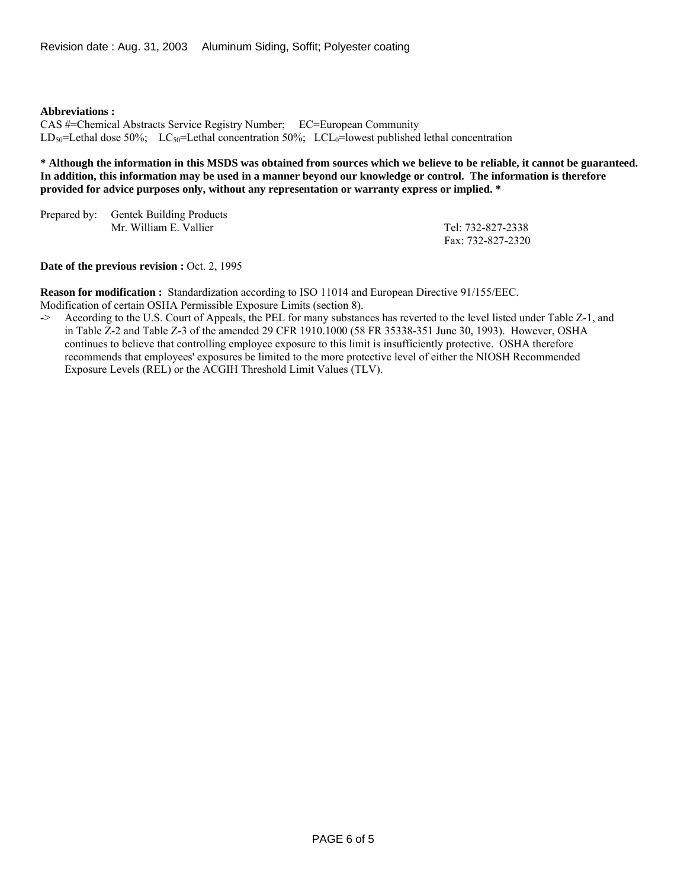**Abbreviations :**
CAS #=Chemical Abstracts Service Registry Number; EC=European Community
$LD_{50}$=Lethal dose 50%; $LC_{50}$=Lethal concentration 50%; $LCL_0$=lowest published lethal concentration

*** Although the information in this MSDS was obtained from sources which we believe to be reliable, it cannot be guaranteed. In addition, this information may be used in a manner beyond our knowledge or control. The information is therefore provided for advice purposes only, without any representation or warranty express or implied. ***

Prepared by: Gentek Building Products
Mr. William E. Vallier
Tel: 732-827-2338
Fax: 732-827-2320

**Date of the previous revision :** Oct. 2, 1995

**Reason for modification :** Standardization according to ISO 11014 and European Directive 91/155/EEC.
Modification of certain OSHA Permissible Exposure Limits (section 8).

-> According to the U.S. Court of Appeals, the PEL for many substances has reverted to the level listed under Table Z-1, and in Table Z-2 and Table Z-3 of the amended 29 CFR 1910.1000 (58 FR 35338-351 June 30, 1993). However, OSHA continues to believe that controlling employee exposure to this limit is insufficiently protective. OSHA therefore recommends that employees' exposures be limited to the more protective level of either the NIOSH Recommended Exposure Levels (REL) or the ACGIH Threshold Limit Values (TLV).